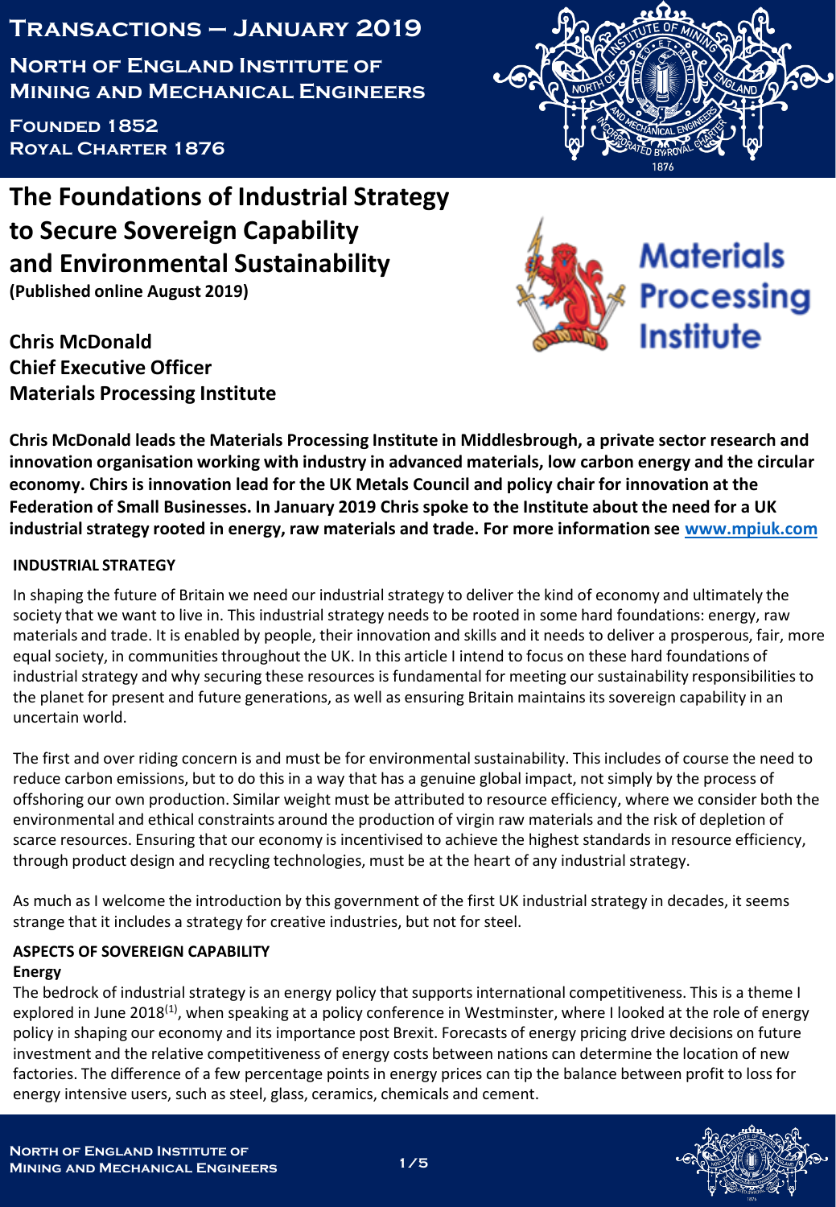# Transactions – January 2019

## North of England Institute of Mining and Mechanical Engineers

**Founded 1852**
**Royal Charter 1876**

# The Foundations of Industrial Strategy to Secure Sovereign Capability and Environmental Sustainability

**(Published online August 2019)**

**Chris McDonald**
**Chief Executive Officer**
**Materials Processing Institute**

**Chris McDonald leads the Materials Processing Institute in Middlesbrough, a private sector research and innovation organisation working with industry in advanced materials, low carbon energy and the circular economy. Chirs is innovation lead for the UK Metals Council and policy chair for innovation at the Federation of Small Businesses. In January 2019 Chris spoke to the Institute about the need for a UK industrial strategy rooted in energy, raw materials and trade. For more information see www.mpiuk.com**

## INDUSTRIAL STRATEGY

In shaping the future of Britain we need our industrial strategy to deliver the kind of economy and ultimately the society that we want to live in. This industrial strategy needs to be rooted in some hard foundations: energy, raw materials and trade. It is enabled by people, their innovation and skills and it needs to deliver a prosperous, fair, more equal society, in communities throughout the UK. In this article I intend to focus on these hard foundations of industrial strategy and why securing these resources is fundamental for meeting our sustainability responsibilities to the planet for present and future generations, as well as ensuring Britain maintains its sovereign capability in an uncertain world.

The first and over riding concern is and must be for environmental sustainability. This includes of course the need to reduce carbon emissions, but to do this in a way that has a genuine global impact, not simply by the process of offshoring our own production. Similar weight must be attributed to resource efficiency, where we consider both the environmental and ethical constraints around the production of virgin raw materials and the risk of depletion of scarce resources. Ensuring that our economy is incentivised to achieve the highest standards in resource efficiency, through product design and recycling technologies, must be at the heart of any industrial strategy.

As much as I welcome the introduction by this government of the first UK industrial strategy in decades, it seems strange that it includes a strategy for creative industries, but not for steel.

## ASPECTS OF SOVEREIGN CAPABILITY

### Energy

The bedrock of industrial strategy is an energy policy that supports international competitiveness. This is a theme I explored in June 2018[1], when speaking at a policy conference in Westminster, where I looked at the role of energy policy in shaping our economy and its importance post Brexit. Forecasts of energy pricing drive decisions on future investment and the relative competitiveness of energy costs between nations can determine the location of new factories. The difference of a few percentage points in energy prices can tip the balance between profit to loss for energy intensive users, such as steel, glass, ceramics, chemicals and cement.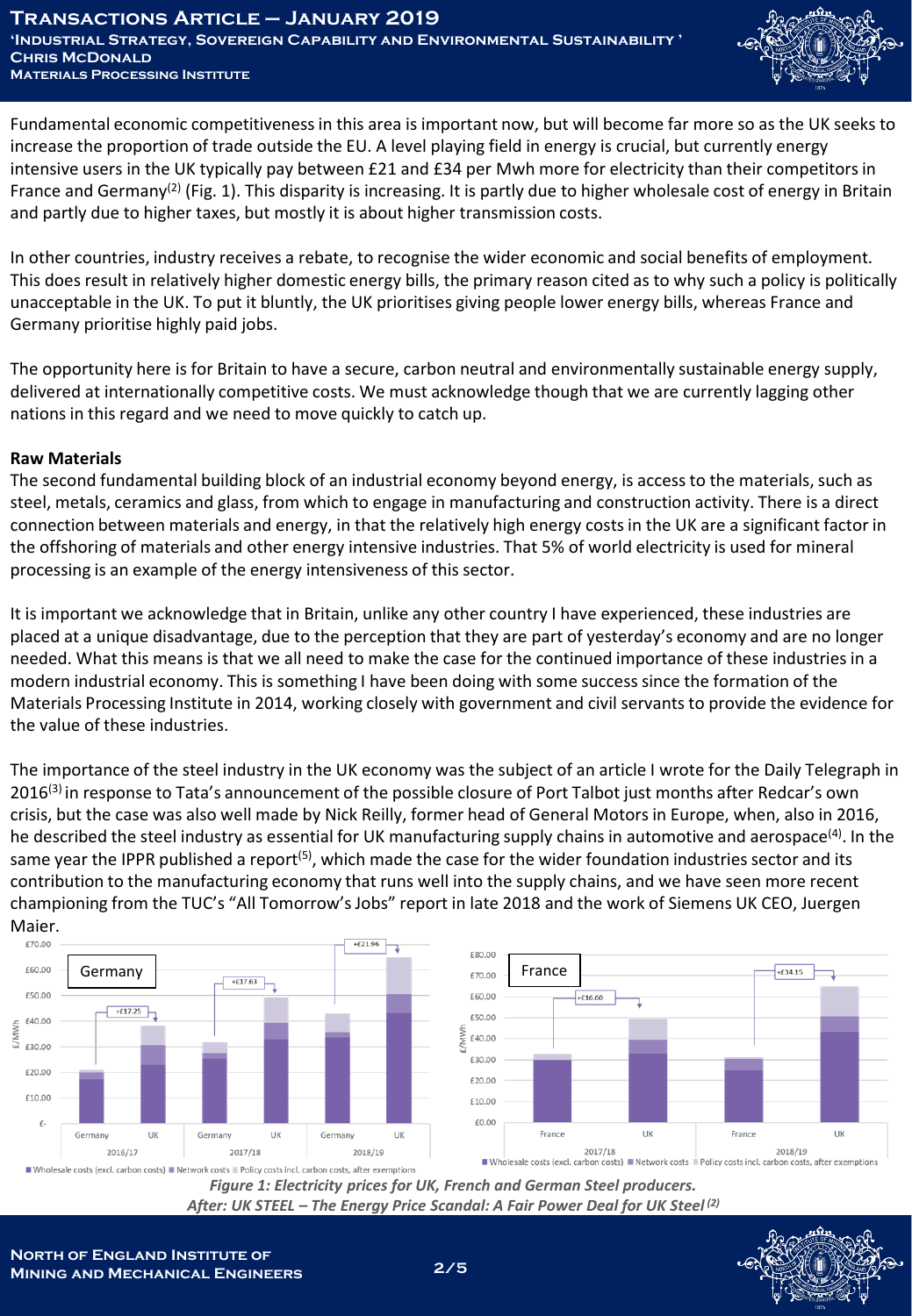Fundamental economic competitiveness in this area is important now, but will become far more so as the UK seeks to increase the proportion of trade outside the EU. A level playing field in energy is crucial, but currently energy intensive users in the UK typically pay between £21 and £34 per Mwh more for electricity than their competitors in France and Germany[2] (Fig. 1). This disparity is increasing. It is partly due to higher wholesale cost of energy in Britain and partly due to higher taxes, but mostly it is about higher transmission costs.

In other countries, industry receives a rebate, to recognise the wider economic and social benefits of employment. This does result in relatively higher domestic energy bills, the primary reason cited as to why such a policy is politically unacceptable in the UK. To put it bluntly, the UK prioritises giving people lower energy bills, whereas France and Germany prioritise highly paid jobs.

The opportunity here is for Britain to have a secure, carbon neutral and environmentally sustainable energy supply, delivered at internationally competitive costs. We must acknowledge though that we are currently lagging other nations in this regard and we need to move quickly to catch up.

**Raw Materials**

The second fundamental building block of an industrial economy beyond energy, is access to the materials, such as steel, metals, ceramics and glass, from which to engage in manufacturing and construction activity. There is a direct connection between materials and energy, in that the relatively high energy costs in the UK are a significant factor in the offshoring of materials and other energy intensive industries. That 5% of world electricity is used for mineral processing is an example of the energy intensiveness of this sector.

It is important we acknowledge that in Britain, unlike any other country I have experienced, these industries are placed at a unique disadvantage, due to the perception that they are part of yesterday's economy and are no longer needed. What this means is that we all need to make the case for the continued importance of these industries in a modern industrial economy. This is something I have been doing with some success since the formation of the Materials Processing Institute in 2014, working closely with government and civil servants to provide the evidence for the value of these industries.

The importance of the steel industry in the UK economy was the subject of an article I wrote for the Daily Telegraph in 2016[3] in response to Tata's announcement of the possible closure of Port Talbot just months after Redcar's own crisis, but the case was also well made by Nick Reilly, former head of General Motors in Europe, when, also in 2016, he described the steel industry as essential for UK manufacturing supply chains in automotive and aerospace[4]. In the same year the IPPR published a report[5], which made the case for the wider foundation industries sector and its contribution to the manufacturing economy that runs well into the supply chains, and we have seen more recent championing from the TUC's "All Tomorrow's Jobs" report in late 2018 and the work of Siemens UK CEO, Juergen Maier.

*Figure 1: Electricity prices for UK, French and German Steel producers.*
*After: UK STEEL – The Energy Price Scandal: A Fair Power Deal for UK Steel* [2]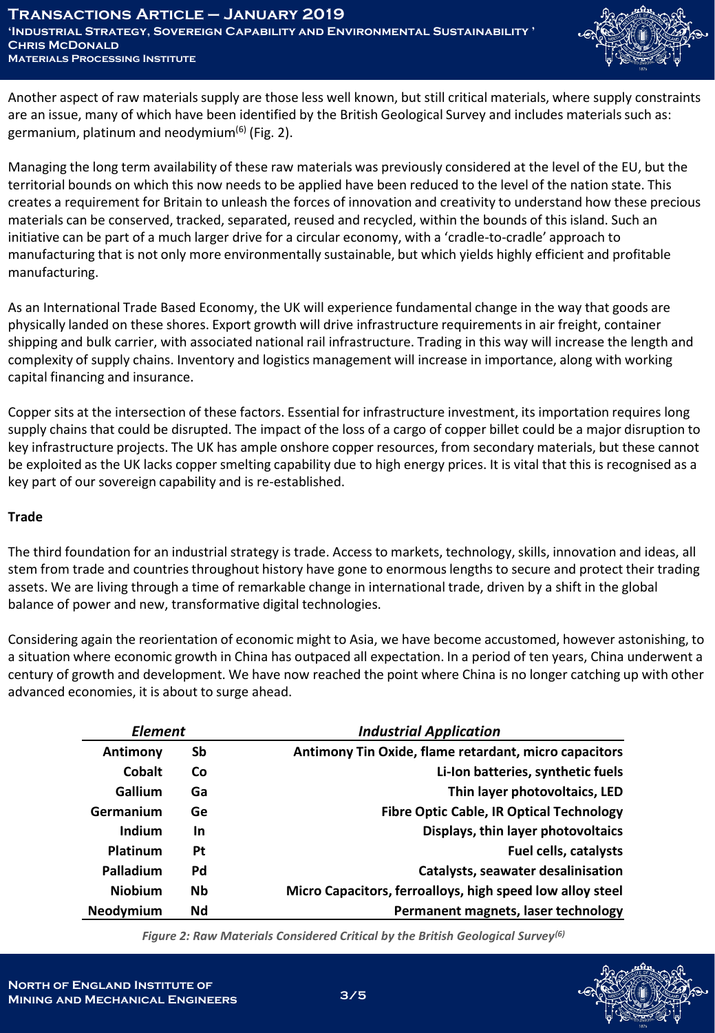Another aspect of raw materials supply are those less well known, but still critical materials, where supply constraints are an issue, many of which have been identified by the British Geological Survey and includes materials such as: germanium, platinum and neodymium[(6)] (Fig. 2).

Managing the long term availability of these raw materials was previously considered at the level of the EU, but the territorial bounds on which this now needs to be applied have been reduced to the level of the nation state. This creates a requirement for Britain to unleash the forces of innovation and creativity to understand how these precious materials can be conserved, tracked, separated, reused and recycled, within the bounds of this island. Such an initiative can be part of a much larger drive for a circular economy, with a 'cradle-to-cradle' approach to manufacturing that is not only more environmentally sustainable, but which yields highly efficient and profitable manufacturing.

As an International Trade Based Economy, the UK will experience fundamental change in the way that goods are physically landed on these shores. Export growth will drive infrastructure requirements in air freight, container shipping and bulk carrier, with associated national rail infrastructure. Trading in this way will increase the length and complexity of supply chains. Inventory and logistics management will increase in importance, along with working capital financing and insurance.

Copper sits at the intersection of these factors. Essential for infrastructure investment, its importation requires long supply chains that could be disrupted. The impact of the loss of a cargo of copper billet could be a major disruption to key infrastructure projects. The UK has ample onshore copper resources, from secondary materials, but these cannot be exploited as the UK lacks copper smelting capability due to high energy prices. It is vital that this is recognised as a key part of our sovereign capability and is re-established.

**Trade**

The third foundation for an industrial strategy is trade. Access to markets, technology, skills, innovation and ideas, all stem from trade and countries throughout history have gone to enormous lengths to secure and protect their trading assets. We are living through a time of remarkable change in international trade, driven by a shift in the global balance of power and new, transformative digital technologies.

Considering again the reorientation of economic might to Asia, we have become accustomed, however astonishing, to a situation where economic growth in China has outpaced all expectation. In a period of ten years, China underwent a century of growth and development. We have now reached the point where China is no longer catching up with other advanced economies, it is about to surge ahead.

| *Element* | | *Industrial Application* |
|---|---|---|
| **Antimony** | **Sb** | **Antimony Tin Oxide, flame retardant, micro capacitors** |
| **Cobalt** | **Co** | **Li-Ion batteries, synthetic fuels** |
| **Gallium** | **Ga** | **Thin layer photovoltaics, LED** |
| **Germanium** | **Ge** | **Fibre Optic Cable, IR Optical Technology** |
| **Indium** | **In** | **Displays, thin layer photovoltaics** |
| **Platinum** | **Pt** | **Fuel cells, catalysts** |
| **Palladium** | **Pd** | **Catalysts, seawater desalinisation** |
| **Niobium** | **Nb** | **Micro Capacitors, ferroalloys, high speed low alloy steel** |
| **Neodymium** | **Nd** | **Permanent magnets, laser technology** |

*Figure 2: Raw Materials Considered Critical by the British Geological Survey[(6)]*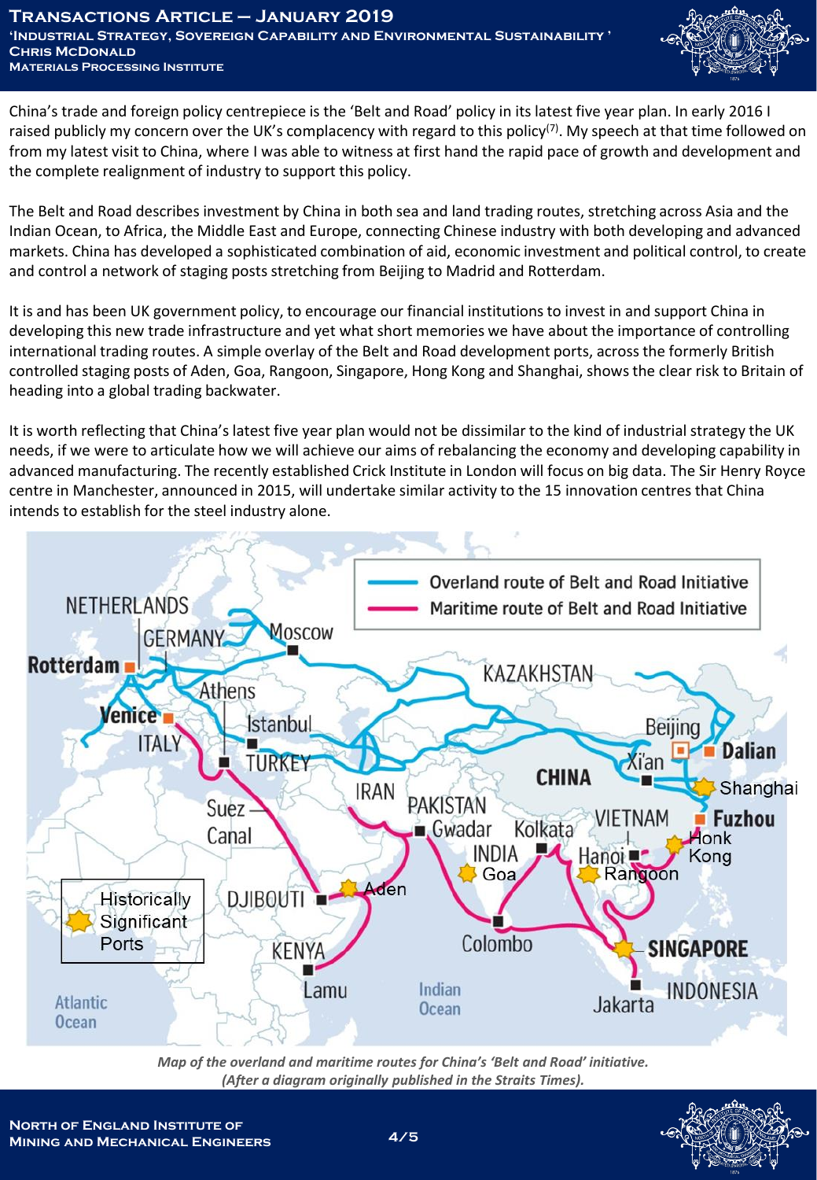China's trade and foreign policy centrepiece is the 'Belt and Road' policy in its latest five year plan. In early 2016 I raised publicly my concern over the UK's complacency with regard to this policy[7]. My speech at that time followed on from my latest visit to China, where I was able to witness at first hand the rapid pace of growth and development and the complete realignment of industry to support this policy.

The Belt and Road describes investment by China in both sea and land trading routes, stretching across Asia and the Indian Ocean, to Africa, the Middle East and Europe, connecting Chinese industry with both developing and advanced markets. China has developed a sophisticated combination of aid, economic investment and political control, to create and control a network of staging posts stretching from Beijing to Madrid and Rotterdam.

It is and has been UK government policy, to encourage our financial institutions to invest in and support China in developing this new trade infrastructure and yet what short memories we have about the importance of controlling international trading routes. A simple overlay of the Belt and Road development ports, across the formerly British controlled staging posts of Aden, Goa, Rangoon, Singapore, Hong Kong and Shanghai, shows the clear risk to Britain of heading into a global trading backwater.

It is worth reflecting that China's latest five year plan would not be dissimilar to the kind of industrial strategy the UK needs, if we were to articulate how we will achieve our aims of rebalancing the economy and developing capability in advanced manufacturing. The recently established Crick Institute in London will focus on big data. The Sir Henry Royce centre in Manchester, announced in 2015, will undertake similar activity to the 15 innovation centres that China intends to establish for the steel industry alone.

*Map of the overland and maritime routes for China's 'Belt and Road' initiative. (After a diagram originally published in the Straits Times).*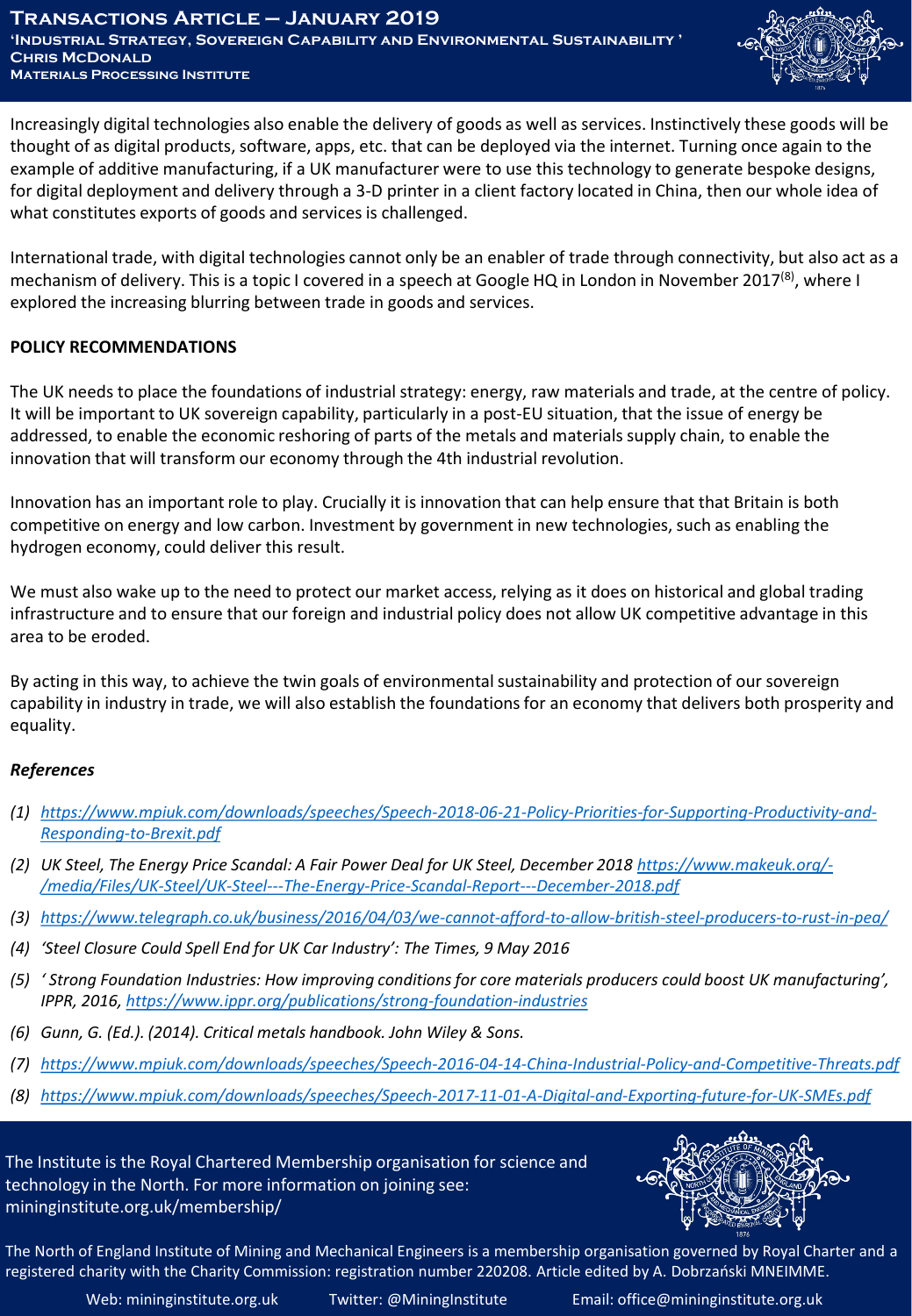Increasingly digital technologies also enable the delivery of goods as well as services. Instinctively these goods will be thought of as digital products, software, apps, etc. that can be deployed via the internet. Turning once again to the example of additive manufacturing, if a UK manufacturer were to use this technology to generate bespoke designs, for digital deployment and delivery through a 3-D printer in a client factory located in China, then our whole idea of what constitutes exports of goods and services is challenged.

International trade, with digital technologies cannot only be an enabler of trade through connectivity, but also act as a mechanism of delivery. This is a topic I covered in a speech at Google HQ in London in November 2017[8], where I explored the increasing blurring between trade in goods and services.

**POLICY RECOMMENDATIONS**

The UK needs to place the foundations of industrial strategy: energy, raw materials and trade, at the centre of policy. It will be important to UK sovereign capability, particularly in a post-EU situation, that the issue of energy be addressed, to enable the economic reshoring of parts of the metals and materials supply chain, to enable the innovation that will transform our economy through the 4th industrial revolution.

Innovation has an important role to play. Crucially it is innovation that can help ensure that that Britain is both competitive on energy and low carbon. Investment by government in new technologies, such as enabling the hydrogen economy, could deliver this result.

We must also wake up to the need to protect our market access, relying as it does on historical and global trading infrastructure and to ensure that our foreign and industrial policy does not allow UK competitive advantage in this area to be eroded.

By acting in this way, to achieve the twin goals of environmental sustainability and protection of our sovereign capability in industry in trade, we will also establish the foundations for an economy that delivers both prosperity and equality.

***References***

*(1) https://www.mpiuk.com/downloads/speeches/Speech-2018-06-21-Policy-Priorities-for-Supporting-Productivity-and-Responding-to-Brexit.pdf*

*(2) UK Steel, The Energy Price Scandal: A Fair Power Deal for UK Steel, December 2018 https://www.makeuk.org/-/media/Files/UK-Steel/UK-Steel---The-Energy-Price-Scandal-Report---December-2018.pdf*

*(3) https://www.telegraph.co.uk/business/2016/04/03/we-cannot-afford-to-allow-british-steel-producers-to-rust-in-pea/*

*(4) 'Steel Closure Could Spell End for UK Car Industry': The Times, 9 May 2016*

*(5) ' Strong Foundation Industries: How improving conditions for core materials producers could boost UK manufacturing', IPPR, 2016, https://www.ippr.org/publications/strong-foundation-industries*

*(6) Gunn, G. (Ed.). (2014). Critical metals handbook. John Wiley & Sons.*

*(7) https://www.mpiuk.com/downloads/speeches/Speech-2016-04-14-China-Industrial-Policy-and-Competitive-Threats.pdf*

*(8) https://www.mpiuk.com/downloads/speeches/Speech-2017-11-01-A-Digital-and-Exporting-future-for-UK-SMEs.pdf*

The Institute is the Royal Chartered Membership organisation for science and technology in the North. For more information on joining see: mininginstitute.org.uk/membership/

The North of England Institute of Mining and Mechanical Engineers is a membership organisation governed by Royal Charter and a registered charity with the Charity Commission: registration number 220208. Article edited by A. Dobrzański MNEIMME.

Web: mininginstitute.org.uk Twitter: @MiningInstitute Email: office@mininginstitute.org.uk